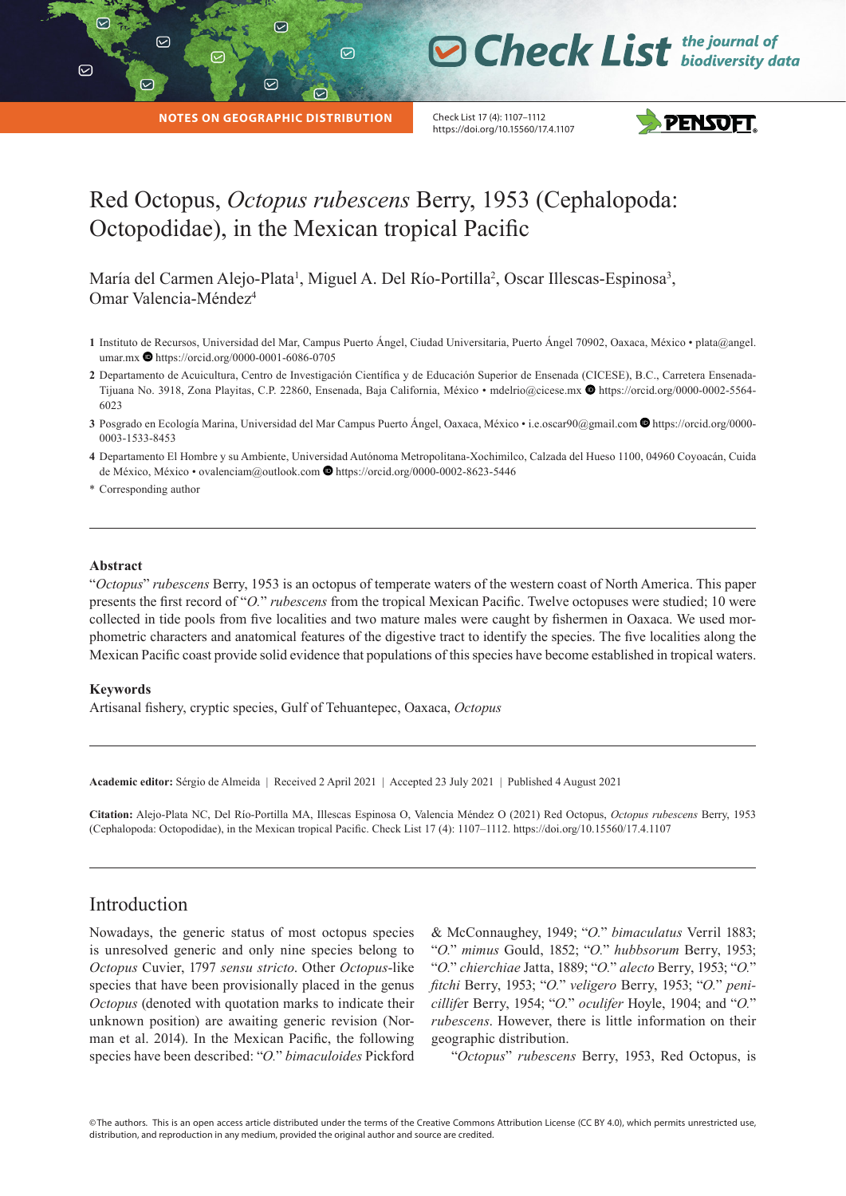NOTES ON GEOGRAPHIC DISTRIBUTION

# Red Octopus, *Octopus rubescens* Berry, 1953 (Cephalopoda: Octopodidae), in the Mexican tropical Pacific

María del Carmen Alejo-Plata[1], Miguel A. Del Río-Portilla[2], Oscar Illescas-Espinosa[3], Omar Valencia-Méndez[4]

1 Instituto de Recursos, Universidad del Mar, Campus Puerto Ángel, Ciudad Universitaria, Puerto Ángel 70902, Oaxaca, México • plata@angel.umar.mx https://orcid.org/0000-0001-6086-0705

2 Departamento de Acuicultura, Centro de Investigación Científica y de Educación Superior de Ensenada (CICESE), B.C., Carretera Ensenada-Tijuana No. 3918, Zona Playitas, C.P. 22860, Ensenada, Baja California, México • mdelrio@cicese.mx https://orcid.org/0000-0002-5564-6023

3 Posgrado en Ecología Marina, Universidad del Mar Campus Puerto Ángel, Oaxaca, México • i.e.oscar90@gmail.com https://orcid.org/0000-0003-1533-8453

4 Departamento El Hombre y su Ambiente, Universidad Autónoma Metropolitana-Xochimilco, Calzada del Hueso 1100, 04960 Coyoacán, Cuida de México, México • ovalenciam@outlook.com https://orcid.org/0000-0002-8623-5446

\* Corresponding author

## Abstract

"*Octopus*" *rubescens* Berry, 1953 is an octopus of temperate waters of the western coast of North America. This paper presents the first record of "*O.*" *rubescens* from the tropical Mexican Pacific. Twelve octopuses were studied; 10 were collected in tide pools from five localities and two mature males were caught by fishermen in Oaxaca. We used morphometric characters and anatomical features of the digestive tract to identify the species. The five localities along the Mexican Pacific coast provide solid evidence that populations of this species have become established in tropical waters.

## Keywords

Artisanal fishery, cryptic species, Gulf of Tehuantepec, Oaxaca, *Octopus*

**Academic editor:** Sérgio de Almeida | Received 2 April 2021 | Accepted 23 July 2021 | Published 4 August 2021

**Citation:** Alejo-Plata NC, Del Río-Portilla MA, Illescas Espinosa O, Valencia Méndez O (2021) Red Octopus, *Octopus rubescens* Berry, 1953 (Cephalopoda: Octopodidae), in the Mexican tropical Pacific. Check List 17 (4): 1107–1112. https://doi.org/10.15560/17.4.1107

## Introduction

Nowadays, the generic status of most octopus species is unresolved generic and only nine species belong to *Octopus* Cuvier, 1797 *sensu stricto*. Other *Octopus*-like species that have been provisionally placed in the genus *Octopus* (denoted with quotation marks to indicate their unknown position) are awaiting generic revision (Norman et al. 2014). In the Mexican Pacific, the following species have been described: "*O.*" *bimaculoides* Pickford & McConnaughey, 1949; "*O.*" *bimaculatus* Verril 1883; "*O.*" *mimus* Gould, 1852; "*O.*" *hubbsorum* Berry, 1953; "*O.*" *chierchiae* Jatta, 1889; "*O.*" *alecto* Berry, 1953; "*O.*" *fitchi* Berry, 1953; "*O.*" *veligero* Berry, 1953; "*O.*" *penicillifer* Berry, 1954; "*O.*" *oculifer* Hoyle, 1904; and "*O.*" *rubescens*. However, there is little information on their geographic distribution.

"*Octopus*" *rubescens* Berry, 1953, Red Octopus, is

©The authors. This is an open access article distributed under the terms of the Creative Commons Attribution License (CC BY 4.0), which permits unrestricted use, distribution, and reproduction in any medium, provided the original author and source are credited.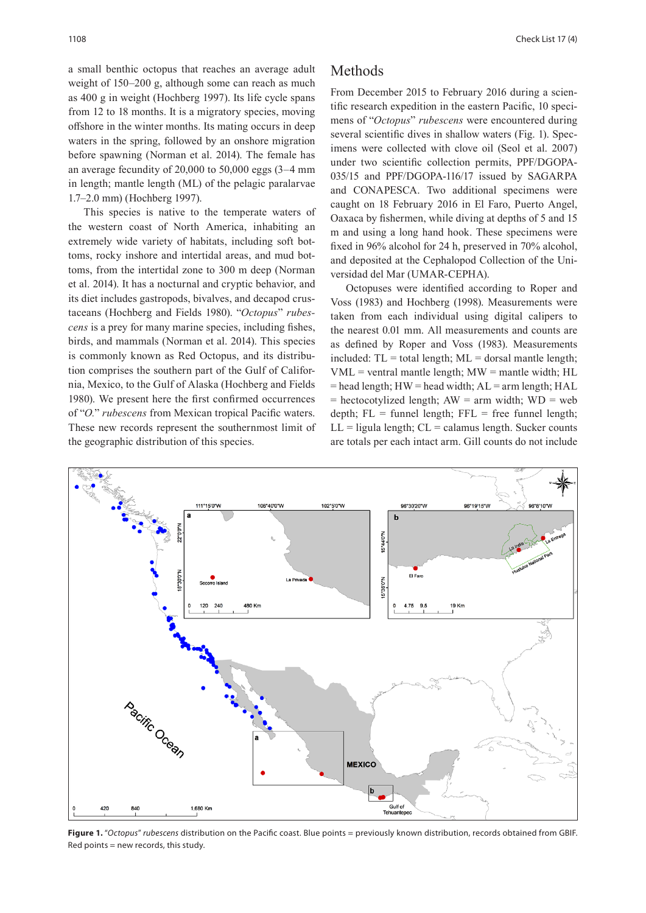a small benthic octopus that reaches an average adult weight of 150–200 g, although some can reach as much as 400 g in weight (Hochberg 1997). Its life cycle spans from 12 to 18 months. It is a migratory species, moving offshore in the winter months. Its mating occurs in deep waters in the spring, followed by an onshore migration before spawning (Norman et al. 2014). The female has an average fecundity of 20,000 to 50,000 eggs (3–4 mm in length; mantle length (ML) of the pelagic paralarvae 1.7–2.0 mm) (Hochberg 1997).

This species is native to the temperate waters of the western coast of North America, inhabiting an extremely wide variety of habitats, including soft bottoms, rocky inshore and intertidal areas, and mud bottoms, from the intertidal zone to 300 m deep (Norman et al. 2014). It has a nocturnal and cryptic behavior, and its diet includes gastropods, bivalves, and decapod crustaceans (Hochberg and Fields 1980). "*Octopus*" *rubescens* is a prey for many marine species, including fishes, birds, and mammals (Norman et al. 2014). This species is commonly known as Red Octopus, and its distribution comprises the southern part of the Gulf of California, Mexico, to the Gulf of Alaska (Hochberg and Fields 1980). We present here the first confirmed occurrences of "*O.*" *rubescens* from Mexican tropical Pacific waters. These new records represent the southernmost limit of the geographic distribution of this species.

## Methods

From December 2015 to February 2016 during a scientific research expedition in the eastern Pacific, 10 specimens of "*Octopus*" *rubescens* were encountered during several scientific dives in shallow waters (Fig. 1). Specimens were collected with clove oil (Seol et al. 2007) under two scientific collection permits, PPF/DGOPA-035/15 and PPF/DGOPA-116/17 issued by SAGARPA and CONAPESCA. Two additional specimens were caught on 18 February 2016 in El Faro, Puerto Angel, Oaxaca by fishermen, while diving at depths of 5 and 15 m and using a long hand hook. These specimens were fixed in 96% alcohol for 24 h, preserved in 70% alcohol, and deposited at the Cephalopod Collection of the Universidad del Mar (UMAR-CEPHA).

Octopuses were identified according to Roper and Voss (1983) and Hochberg (1998). Measurements were taken from each individual using digital calipers to the nearest 0.01 mm. All measurements and counts are as defined by Roper and Voss (1983). Measurements included: TL = total length; ML = dorsal mantle length; VML = ventral mantle length; MW = mantle width; HL = head length; HW = head width; AL = arm length; HAL = hectocotylized length; AW = arm width; WD = web depth; FL = funnel length; FFL = free funnel length; LL = ligula length; CL = calamus length. Sucker counts are totals per each intact arm. Gill counts do not include

**Figure 1.** "*Octopus*" *rubescens* distribution on the Pacific coast. Blue points = previously known distribution, records obtained from GBIF. Red points = new records, this study.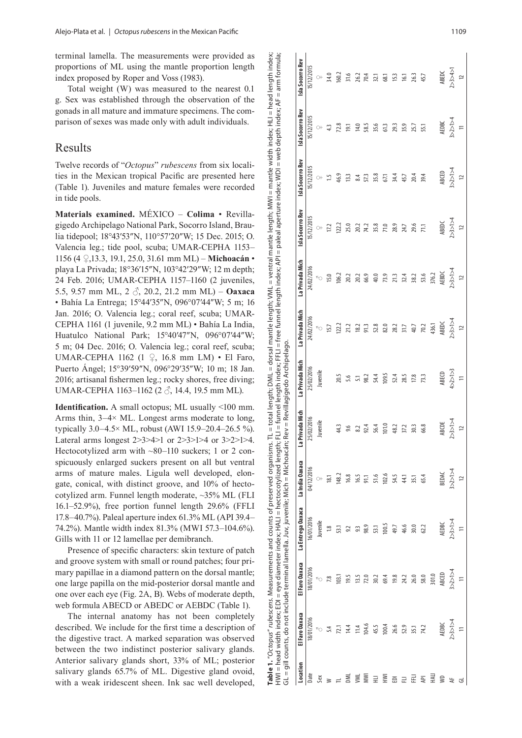terminal lamella. The measurements were provided as proportions of ML using the mantle proportion length index proposed by Roper and Voss (1983).

Total weight (W) was measured to the nearest 0.1 g. Sex was established through the observation of the gonads in all mature and immature specimens. The comparison of sexes was made only with adult individuals.

## Results

Twelve records of "*Octopus*" *rubescens* from six localities in the Mexican tropical Pacific are presented here (Table 1). Juveniles and mature females were recorded in tide pools.

**Materials examined.** MÉXICO – **Colima** • Revillagigedo Archipelago National Park, Socorro Island, Braulia tidepool; 18°43′53″N, 110°57′20″W; 15 Dec. 2015; O. Valencia leg.; tide pool, scuba; UMAR-CEPHA 1153–1156 (4 ♀, 13.3, 19.1, 25.0, 31.61 mm ML) – **Michoacán** • playa La Privada; 18°36′15″N, 103°42′29″W; 12 m depth; 24 Feb. 2016; UMAR-CEPHA 1157–1160 (2 juveniles, 5.5, 9.57 mm ML, 2 ♂, 20.2, 21.2 mm ML) – **Oaxaca** • Bahía La Entrega; 15°44′35″N, 096°07′44″W; 5 m; 16 Jan. 2016; O. Valencia leg.; coral reef, scuba; UMAR-CEPHA 1161 (1 juvenile, 9.2 mm ML) • Bahía La India, Huatulco National Park; 15°40′47″N, 096°07′44″W; 5 m; 04 Dec. 2016; O. Valencia leg.; coral reef, scuba; UMAR-CEPHA 1162 (1 ♀, 16.8 mm LM) • El Faro, Puerto Ángel; 15°39′59″N, 096°29′35″W; 10 m; 18 Jan. 2016; artisanal fishermen leg.; rocky shores, free diving; UMAR-CEPHA 1163–1162 (2 ♂, 14.4, 19.5 mm ML).

**Identification.** A small octopus; ML usually <100 mm. Arms thin, 3–4× ML. Longest arms moderate to long, typically 3.0–4.5× ML, robust (AWI 15.9–20.4–26.5 %). Lateral arms longest 2>3>4>1 or 2>3>1>4 or 3>2>1>4. Hectocotylized arm with ~80–110 suckers; 1 or 2 conspicuously enlarged suckers present on all but ventral arms of mature males. Ligula well developed, elongate, conical, with distinct groove, and 10% of hectocotylized arm. Funnel length moderate, ~35% ML (FLI 16.1–52.9%), free portion funnel length 29.6% (FFLI 17.8–40.7%). Paleal aperture index 61.3% ML (API 39.4–74.2%). Mantle width index 81.3% (MWI 57.3–104.6%). Gills with 11 or 12 lamellae per demibranch.

Presence of specific characters: skin texture of patch and groove system with small or round patches; four primary papillae in a diamond pattern on the dorsal mantle; one large papilla on the mid-posterior dorsal mantle and one over each eye (Fig. 2A, B). Webs of moderate depth, web formula ABECD or ABEDC or AEBDC (Table 1).

The internal anatomy has not been completely described. We include for the first time a description of the digestive tract. A marked separation was observed between the two indistinct posterior salivary glands. Anterior salivary glands short, 33% of ML; posterior salivary glands 65.7% of ML. Digestive gland ovoid, with a weak iridescent sheen. Ink sac well developed,

**Table 1.** "*Octopus*" *rubescens.* Measurements and counts of preserved organisms. TL = total length; DML = dorsal mantle length; VML = ventral mantle length; MWI = mantle width index; HLI = head length index; HWI = head width index; EDI = eye diameter index; HALI = hectocotylized length; FLI = funnel length index; FFLI = free funnel length index; API = paleal aperture index; WDI = web depth index; AF = arm formula; GL = gill counts, do not include terminal lamella. Juv, juvenile; Mich = Michoacán; Rev = Revillagigedo Archipelago.

| Location | El Faro Oaxaca | El Faro Oaxaca | La Entrega Oaxaca | La India Oaxaca | La Privada Mich | La Privada Mich | La Privada Mich | La Privada Mich | Isla Socorro Rev | Isla Socorro Rev | Isla Socorro Rev | Isla Socorro Rev |
|---|---|---|---|---|---|---|---|---|---|---|---|---|
| Date | 18/01/2016 | 18/01/2016 | 16/01/2016 | 04/12/2016 | 25/02/2016 | 25/02/2016 | 24/02/2016 | 24/02/2016 | 15/12/2015 | 15/12/2015 | 15/12/2015 | 15/12/2015 |
| Sex | ♂ | ♂ | Juvenile | ♀ | Juvenile | Juvenile | ♂ | ♂ | ♀ | ♀ | ♀ | ♀ |
| W | 5.4 | 7.8 | 1.8 | 18.1 | | | 15.7 | 15.0 | 17.2 | 1.5 | 4.3 | 34.0 |
| TL | 72.1 | 103.1 | 53.1 | 148.2 | 44.3 | 20.5 | 122.2 | 106.2 | 122.2 | 46.9 | 72.8 | 160.2 |
| DML | 14.4 | 19.5 | 9.2 | 16.8 | 9.6 | 5.6 | 21.2 | 20.2 | 25.0 | 13.3 | 19.1 | 31.6 |
| VML | 11.4 | 13.5 | 9.3 | 16.5 | 8.2 | 5.1 | 18.2 | 20.2 | 20.2 | 8.4 | 14.0 | 26.2 |
| MWI | 104.6 | 72.0 | 98.9 | 91.1 | 92.4 | 98.2 | 91.3 | 66.9 | 74.2 | 57.3 | 58.5 | 70.4 |
| HLI | 45.5 | 30.2 | 53.1 | 51.6 | 56.4 | 54.4 | 52.8 | 40.0 | 35.8 | 35.8 | 35.6 | 32.1 |
| HWI | 100.4 | 69.4 | 100.5 | 102.6 | 101.0 | 109.5 | 82.0 | 73.9 | 71.0 | 67.1 | 61.3 | 68.1 |
| EDI | 26.6 | 19.8 | 49.7 | 54.5 | 48.2 | 52.4 | 28.2 | 21.3 | 28.9 | 34.4 | 29.3 | 15.3 |
| FLI | 52.9 | 24.2 | 46.6 | 44.1 | 37.2 | 28.5 | 31.7 | 32.4 | 24.7 | 45.7 | 35.9 | 16.1 |
| FFLI | 35.1 | 26.0 | 30.0 | 35.1 | 30.3 | 17.8 | 40.7 | 38.2 | 29.6 | 20.4 | 25.7 | 26.3 |
| API | 74.2 | 58.0 | 62.2 | 65.4 | 66.8 | 73.3 | 70.2 | 53.6 | 71.1 | 39.4 | 55.1 | 45.7 |
| HALI | | 301.0 | | | | | 436.1 | 376.2 | | | | |
| WD | AEDBC | ABCED | AEDBC | BEDAC | ABCDE | ABCED | ABEDC | AEBDC | ABEDC | ABCED | AEDBC | ABEDC |
| AF | 2>3>1>4 | 3>2>1>4 | 2>3>1>4 | 3>2>1>4 | 2>3>1>4 | 4>2>1>3 | 2>3>1>4 | 2>3>1>4 | 2>3>1>4 | 3>2>1>4 | 3>2>1>4 | 2>3>4>1 |
| GL | 11 | 11 | 11 | 12 | 12 | 11 | 12 | 12 | 12 | 12 | 11 | 12 |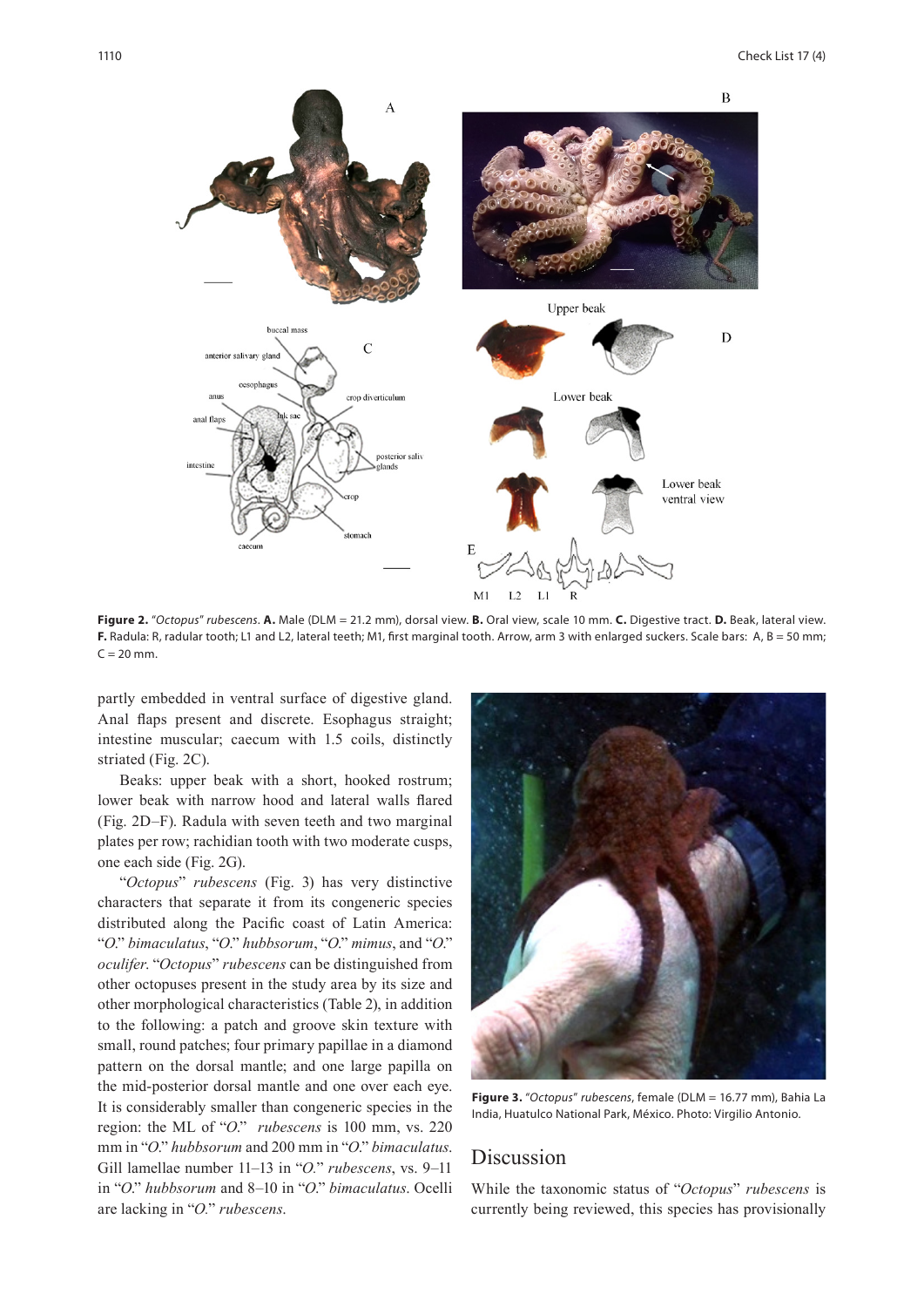**Figure 2.** "*Octopus*" *rubescens*. **A.** Male (DLM = 21.2 mm), dorsal view. **B.** Oral view, scale 10 mm. **C.** Digestive tract. **D.** Beak, lateral view. **F.** Radula: R, radular tooth; L1 and L2, lateral teeth; M1, first marginal tooth. Arrow, arm 3 with enlarged suckers. Scale bars: A, B = 50 mm; C = 20 mm.

partly embedded in ventral surface of digestive gland. Anal flaps present and discrete. Esophagus straight; intestine muscular; caecum with 1.5 coils, distinctly striated (Fig. 2C).

Beaks: upper beak with a short, hooked rostrum; lower beak with narrow hood and lateral walls flared (Fig. 2D–F). Radula with seven teeth and two marginal plates per row; rachidian tooth with two moderate cusps, one each side (Fig. 2G).

"*Octopus*" *rubescens* (Fig. 3) has very distinctive characters that separate it from its congeneric species distributed along the Pacific coast of Latin America: "*O.*" *bimaculatus*, "*O.*" *hubbsorum*, "*O.*" *mimus*, and "*O.*" *oculifer*. "*Octopus*" *rubescens* can be distinguished from other octopuses present in the study area by its size and other morphological characteristics (Table 2), in addition to the following: a patch and groove skin texture with small, round patches; four primary papillae in a diamond pattern on the dorsal mantle; and one large papilla on the mid-posterior dorsal mantle and one over each eye. It is considerably smaller than congeneric species in the region: the ML of "*O.*" *rubescens* is 100 mm, vs. 220 mm in "*O.*" *hubbsorum* and 200 mm in "*O.*" *bimaculatus*. Gill lamellae number 11–13 in "*O.*" *rubescens*, vs. 9–11 in "*O.*" *hubbsorum* and 8–10 in "*O.*" *bimaculatus*. Ocelli are lacking in "*O.*" *rubescens*.

**Figure 3.** "*Octopus*" *rubescens*, female (DLM = 16.77 mm), Bahia La India, Huatulco National Park, México. Photo: Virgilio Antonio.

## Discussion

While the taxonomic status of "*Octopus*" *rubescens* is currently being reviewed, this species has provisionally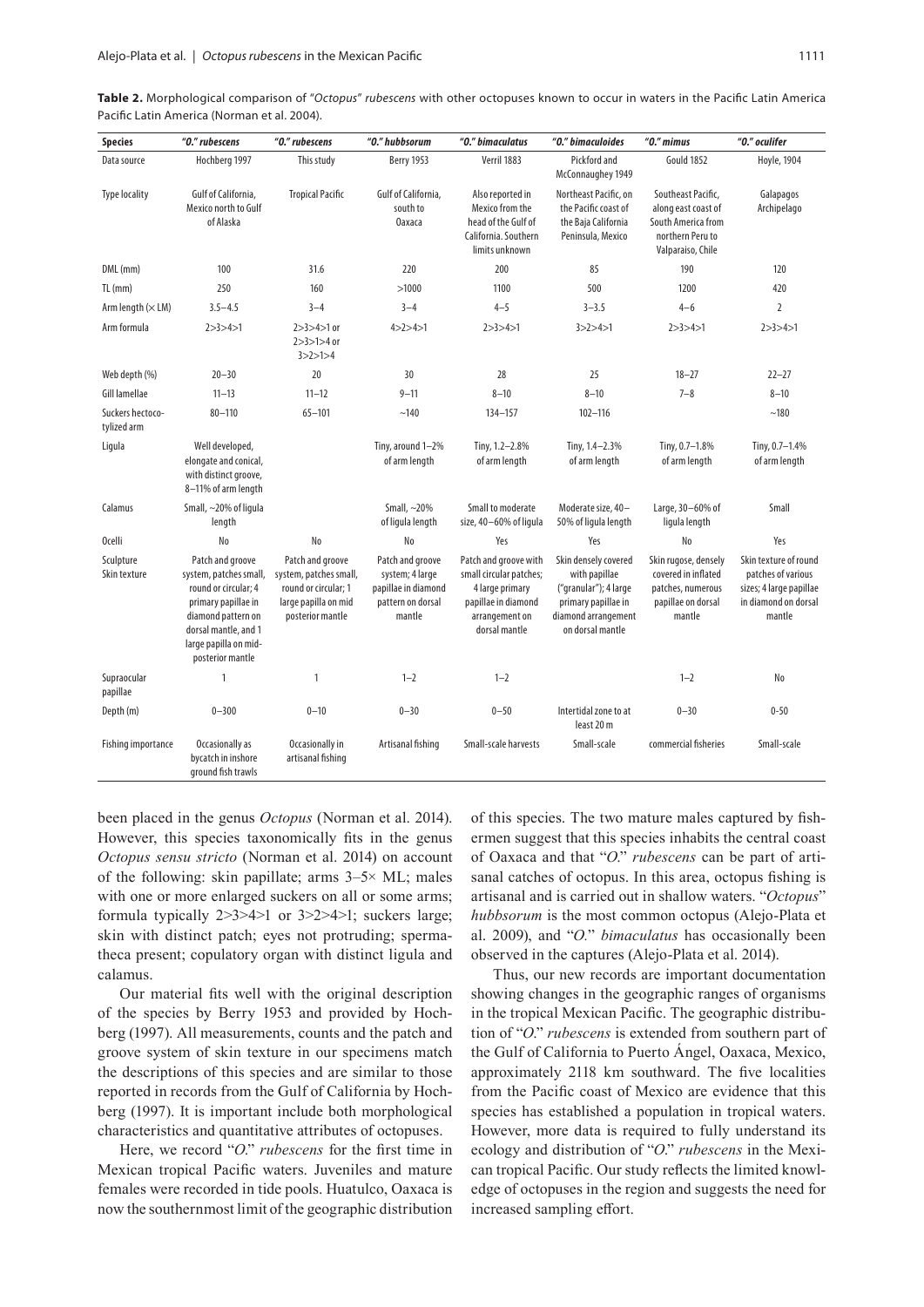**Table 2.** Morphological comparison of "*Octopus*" *rubescens* with other octopuses known to occur in waters in the Pacific Latin America Pacific Latin America (Norman et al. 2004).

| Species | "*O.*" *rubescens* | "*O.*" *rubescens* | "*O.*" *hubbsorum* | "*O.*" *bimaculatus* | "*O.*" *bimaculoides* | "*O.*" *mimus* | "*O.*" *oculifer* |
|---|---|---|---|---|---|---|---|
| Data source | Hochberg 1997 | This study | Berry 1953 | Verril 1883 | Pickford and McConnaughey 1949 | Gould 1852 | Hoyle, 1904 |
| Type locality | Gulf of California, Mexico north to Gulf of Alaska | Tropical Pacific | Gulf of California, south to Oaxaca | Also reported in Mexico from the head of the Gulf of California. Southern limits unknown | Northeast Pacific, on the Pacific coast of the Baja California Peninsula, Mexico | Southeast Pacific, along east coast of South America from northern Peru to Valparaiso, Chile | Galapagos Archipelago |
| DML (mm) | 100 | 31.6 | 220 | 200 | 85 | 190 | 120 |
| TL (mm) | 250 | 160 | >1000 | 1100 | 500 | 1200 | 420 |
| Arm length (× LM) | 3.5–4.5 | 3–4 | 3–4 | 4–5 | 3–3.5 | 4–6 | 2 |
| Arm formula | 2>3>4>1 | 2>3>4>1 or 2>3>1>4 or 3>2>1>4 | 4>2>4>1 | 2>3>4>1 | 3>2>4>1 | 2>3>4>1 | 2>3>4>1 |
| Web depth (%) | 20–30 | 20 | 30 | 28 | 25 | 18–27 | 22–27 |
| Gill lamellae | 11–13 | 11–12 | 9–11 | 8–10 | 8–10 | 7–8 | 8–10 |
| Suckers hectocotylized arm | 80–110 | 65–101 | ~140 | 134–157 | 102–116 | | ~180 |
| Ligula | Well developed, elongate and conical, with distinct groove, 8–11% of arm length | | Tiny, around 1–2% of arm length | Tiny, 1.2–2.8% of arm length | Tiny, 1.4–2.3% of arm length | Tiny, 0.7–1.8% of arm length | Tiny, 0.7–1.4% of arm length |
| Calamus | Small, ~20% of ligula length | | Small, ~20% of ligula length | Small to moderate size, 40–60% of ligula | Moderate size, 40–50% of ligula length | Large, 30–60% of ligula length | Small |
| Ocelli | No | No | No | Yes | Yes | No | Yes |
| Sculpture Skin texture | Patch and groove system, patches small, round or circular; 4 primary papillae in diamond pattern on dorsal mantle, and 1 large papilla on mid-posterior mantle | Patch and groove system, patches small, round or circular; 1 large papilla on mid posterior mantle | Patch and groove system; 4 large papillae in diamond pattern on dorsal mantle | Patch and groove with small circular patches; 4 large primary papillae in diamond arrangement on dorsal mantle | Skin densely covered with papillae ("granular"); 4 large primary papillae in diamond arrangement on dorsal mantle | Skin rugose, densely covered in inflated patches, numerous papillae on dorsal mantle | Skin texture of round patches of various sizes; 4 large papillae in diamond on dorsal mantle |
| Supraocular papillae | 1 | 1 | 1–2 | 1–2 | | 1–2 | No |
| Depth (m) | 0–300 | 0–10 | 0–30 | 0–50 | Intertidal zone to at least 20 m | 0–30 | 0-50 |
| Fishing importance | Occasionally as bycatch in inshore ground fish trawls | Occasionally in artisanal fishing | Artisanal fishing | Small-scale harvests | Small-scale | commercial fisheries | Small-scale |

been placed in the genus *Octopus* (Norman et al. 2014). However, this species taxonomically fits in the genus *Octopus sensu stricto* (Norman et al. 2014) on account of the following: skin papillate; arms 3–5× ML; males with one or more enlarged suckers on all or some arms; formula typically 2>3>4>1 or 3>2>4>1; suckers large; skin with distinct patch; eyes not protruding; spermatheca present; copulatory organ with distinct ligula and calamus.

Our material fits well with the original description of the species by Berry 1953 and provided by Hochberg (1997). All measurements, counts and the patch and groove system of skin texture in our specimens match the descriptions of this species and are similar to those reported in records from the Gulf of California by Hochberg (1997). It is important include both morphological characteristics and quantitative attributes of octopuses.

Here, we record "*O.*" *rubescens* for the first time in Mexican tropical Pacific waters. Juveniles and mature females were recorded in tide pools. Huatulco, Oaxaca is now the southernmost limit of the geographic distribution of this species. The two mature males captured by fishermen suggest that this species inhabits the central coast of Oaxaca and that "*O.*" *rubescens* can be part of artisanal catches of octopus. In this area, octopus fishing is artisanal and is carried out in shallow waters. "*Octopus*" *hubbsorum* is the most common octopus (Alejo-Plata et al. 2009), and "*O.*" *bimaculatus* has occasionally been observed in the captures (Alejo-Plata et al. 2014).

Thus, our new records are important documentation showing changes in the geographic ranges of organisms in the tropical Mexican Pacific. The geographic distribution of "*O.*" *rubescens* is extended from southern part of the Gulf of California to Puerto Ángel, Oaxaca, Mexico, approximately 2118 km southward. The five localities from the Pacific coast of Mexico are evidence that this species has established a population in tropical waters. However, more data is required to fully understand its ecology and distribution of "*O.*" *rubescens* in the Mexican tropical Pacific. Our study reflects the limited knowledge of octopuses in the region and suggests the need for increased sampling effort.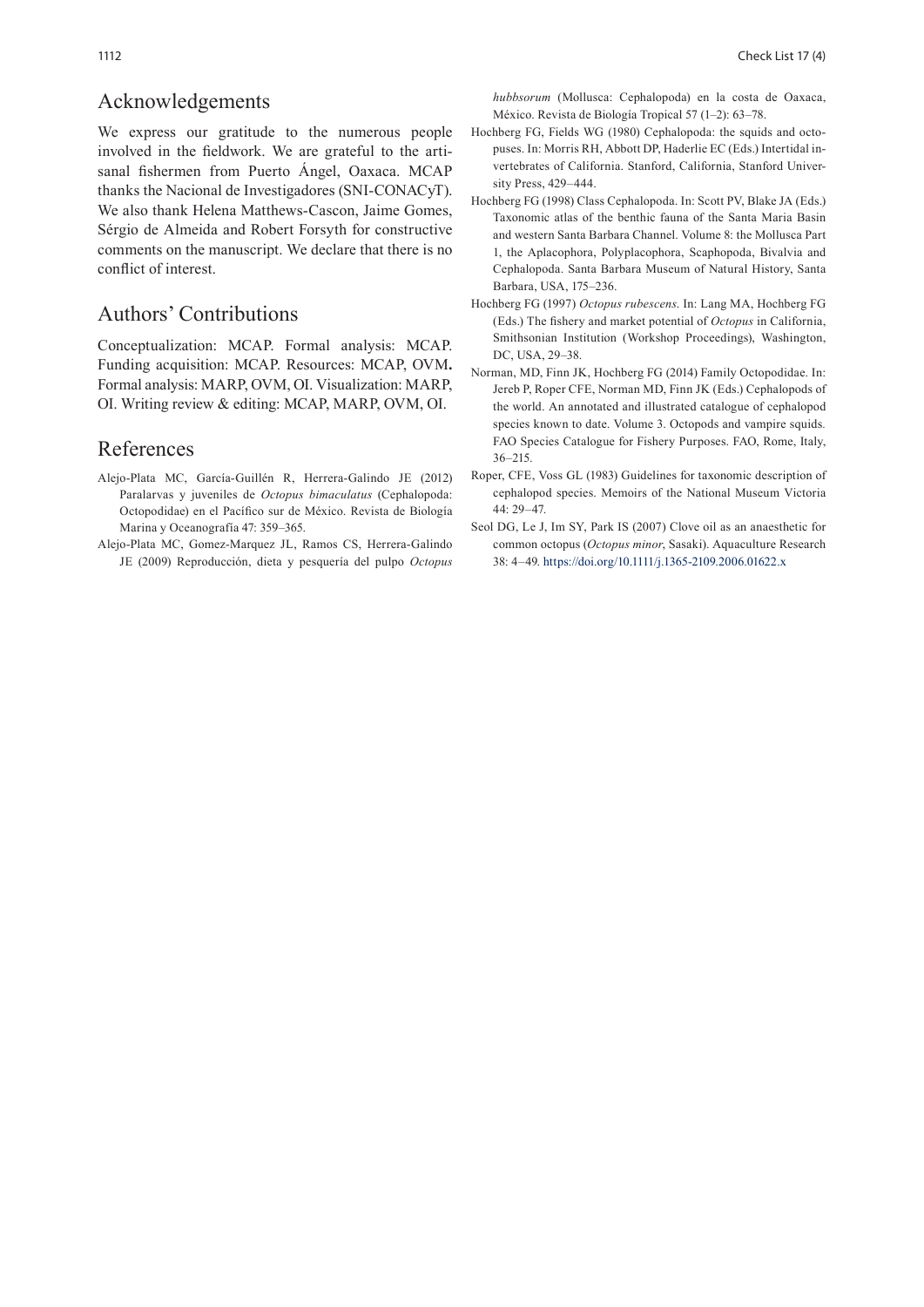## Acknowledgements

We express our gratitude to the numerous people involved in the fieldwork. We are grateful to the artisanal fishermen from Puerto Ángel, Oaxaca. MCAP thanks the Nacional de Investigadores (SNI-CONACyT). We also thank Helena Matthews-Cascon, Jaime Gomes, Sérgio de Almeida and Robert Forsyth for constructive comments on the manuscript. We declare that there is no conflict of interest.

## Authors' Contributions

Conceptualization: MCAP. Formal analysis: MCAP. Funding acquisition: MCAP. Resources: MCAP, OVM**.** Formal analysis: MARP, OVM, OI. Visualization: MARP, OI. Writing review & editing: MCAP, MARP, OVM, OI.

## References

Alejo-Plata MC, García-Guillén R, Herrera-Galindo JE (2012) Paralarvas y juveniles de *Octopus bimaculatus* (Cephalopoda: Octopodidae) en el Pacífico sur de México. Revista de Biología Marina y Oceanografía 47: 359–365.

Alejo-Plata MC, Gomez-Marquez JL, Ramos CS, Herrera-Galindo JE (2009) Reproducción, dieta y pesquería del pulpo *Octopus hubbsorum* (Mollusca: Cephalopoda) en la costa de Oaxaca, México. Revista de Biología Tropical 57 (1–2): 63–78.

Hochberg FG, Fields WG (1980) Cephalopoda: the squids and octopuses. In: Morris RH, Abbott DP, Haderlie EC (Eds.) Intertidal invertebrates of California. Stanford, California, Stanford University Press, 429–444.

Hochberg FG (1998) Class Cephalopoda. In: Scott PV, Blake JA (Eds.) Taxonomic atlas of the benthic fauna of the Santa Maria Basin and western Santa Barbara Channel. Volume 8: the Mollusca Part 1, the Aplacophora, Polyplacophora, Scaphopoda, Bivalvia and Cephalopoda. Santa Barbara Museum of Natural History, Santa Barbara, USA, 175–236.

Hochberg FG (1997) *Octopus rubescens*. In: Lang MA, Hochberg FG (Eds.) The fishery and market potential of *Octopus* in California, Smithsonian Institution (Workshop Proceedings), Washington, DC, USA, 29–38.

Norman, MD, Finn JK, Hochberg FG (2014) Family Octopodidae. In: Jereb P, Roper CFE, Norman MD, Finn JK (Eds.) Cephalopods of the world. An annotated and illustrated catalogue of cephalopod species known to date. Volume 3. Octopods and vampire squids. FAO Species Catalogue for Fishery Purposes. FAO, Rome, Italy, 36–215.

Roper, CFE, Voss GL (1983) Guidelines for taxonomic description of cephalopod species. Memoirs of the National Museum Victoria 44: 29–47.

Seol DG, Le J, Im SY, Park IS (2007) Clove oil as an anaesthetic for common octopus (*Octopus minor*, Sasaki). Aquaculture Research 38: 4–49. https://doi.org/10.1111/j.1365-2109.2006.01622.x